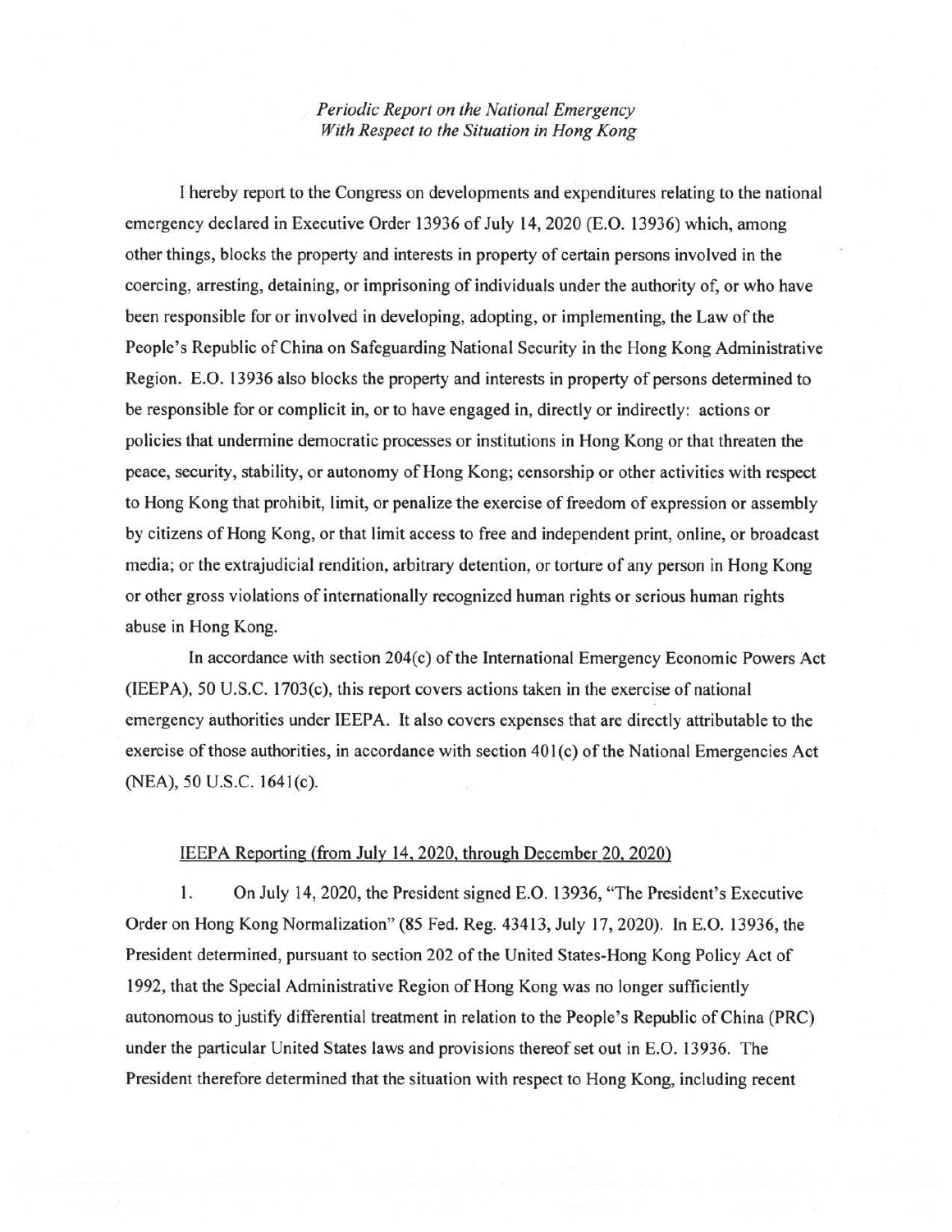*Periodic Report on the National Emergency*
*With Respect to the Situation in Hong Kong*

I hereby report to the Congress on developments and expenditures relating to the national emergency declared in Executive Order 13936 of July 14, 2020 (E.O. 13936) which, among other things, blocks the property and interests in property of certain persons involved in the coercing, arresting, detaining, or imprisoning of individuals under the authority of, or who have been responsible for or involved in developing, adopting, or implementing, the Law of the People's Republic of China on Safeguarding National Security in the Hong Kong Administrative Region. E.O. 13936 also blocks the property and interests in property of persons determined to be responsible for or complicit in, or to have engaged in, directly or indirectly: actions or policies that undermine democratic processes or institutions in Hong Kong or that threaten the peace, security, stability, or autonomy of Hong Kong; censorship or other activities with respect to Hong Kong that prohibit, limit, or penalize the exercise of freedom of expression or assembly by citizens of Hong Kong, or that limit access to free and independent print, online, or broadcast media; or the extrajudicial rendition, arbitrary detention, or torture of any person in Hong Kong or other gross violations of internationally recognized human rights or serious human rights abuse in Hong Kong.

In accordance with section 204(c) of the International Emergency Economic Powers Act (IEEPA), 50 U.S.C. 1703(c), this report covers actions taken in the exercise of national emergency authorities under IEEPA. It also covers expenses that are directly attributable to the exercise of those authorities, in accordance with section 401(c) of the National Emergencies Act (NEA), 50 U.S.C. 1641(c).

<u>IEEPA Reporting (from July 14, 2020, through December 20, 2020)</u>

1. On July 14, 2020, the President signed E.O. 13936, "The President's Executive Order on Hong Kong Normalization" (85 Fed. Reg. 43413, July 17, 2020). In E.O. 13936, the President determined, pursuant to section 202 of the United States-Hong Kong Policy Act of 1992, that the Special Administrative Region of Hong Kong was no longer sufficiently autonomous to justify differential treatment in relation to the People's Republic of China (PRC) under the particular United States laws and provisions thereof set out in E.O. 13936. The President therefore determined that the situation with respect to Hong Kong, including recent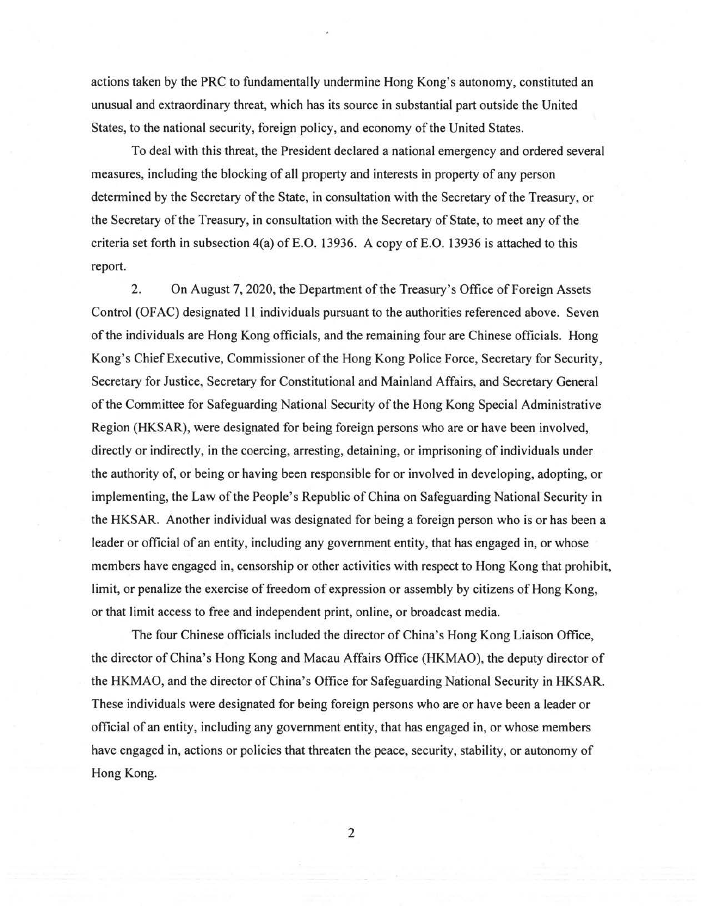actions taken by the PRC to fundamentally undermine Hong Kong's autonomy, constituted an unusual and extraordinary threat, which has its source in substantial part outside the United States, to the national security, foreign policy, and economy of the United States.

To deal with this threat, the President declared a national emergency and ordered several measures, including the blocking of all property and interests in property of any person determined by the Secretary of the State, in consultation with the Secretary of the Treasury, or the Secretary of the Treasury, in consultation with the Secretary of State, to meet any of the criteria set forth in subsection 4(a) of E.O. 13936. A copy of E.O. 13936 is attached to this report.

2. On August 7, 2020, the Department of the Treasury's Office of Foreign Assets Control (OFAC) designated 11 individuals pursuant to the authorities referenced above. Seven of the individuals are Hong Kong officials, and the remaining four are Chinese officials. Hong Kong's Chief Executive, Commissioner of the Hong Kong Police Force, Secretary for Security, Secretary for Justice, Secretary for Constitutional and Mainland Affairs, and Secretary General of the Committee for Safeguarding National Security of the Hong Kong Special Administrative Region (HKSAR), were designated for being foreign persons who are or have been involved, directly or indirectly, in the coercing, arresting, detaining, or imprisoning of individuals under the authority of, or being or having been responsible for or involved in developing, adopting, or implementing, the Law of the People's Republic of China on Safeguarding National Security in the HKSAR. Another individual was designated for being a foreign person who is or has been a leader or official of an entity, including any government entity, that has engaged in, or whose members have engaged in, censorship or other activities with respect to Hong Kong that prohibit, limit, or penalize the exercise of freedom of expression or assembly by citizens of Hong Kong, or that limit access to free and independent print, online, or broadcast media.

The four Chinese officials included the director of China's Hong Kong Liaison Office, the director of China's Hong Kong and Macau Affairs Office (HKMAO), the deputy director of the HKMAO, and the director of China's Office for Safeguarding National Security in HKSAR. These individuals were designated for being foreign persons who are or have been a leader or official of an entity, including any government entity, that has engaged in, or whose members have engaged in, actions or policies that threaten the peace, security, stability, or autonomy of Hong Kong.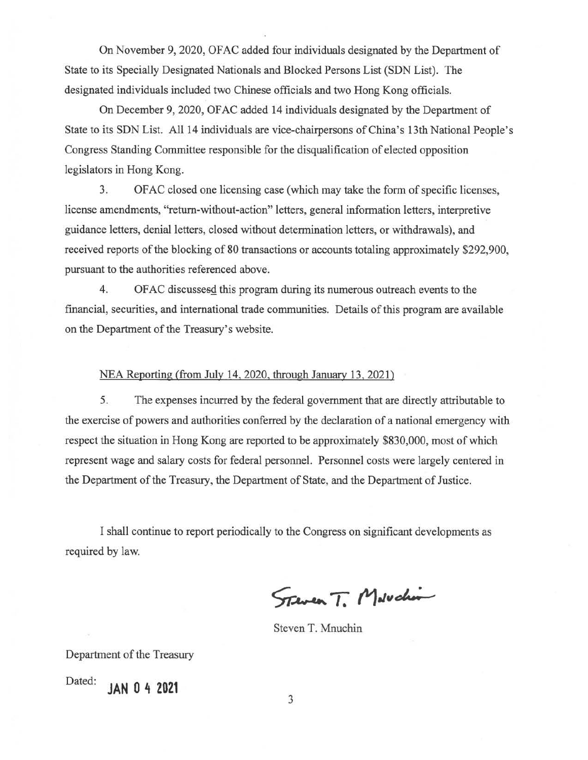On November 9, 2020, OFAC added four individuals designated by the Department of State to its Specially Designated Nationals and Blocked Persons List (SDN List). The designated individuals included two Chinese officials and two Hong Kong officials.

On December 9, 2020, OFAC added 14 individuals designated by the Department of State to its SDN List. All 14 individuals are vice-chairpersons of China's 13th National People's Congress Standing Committee responsible for the disqualification of elected opposition legislators in Hong Kong.

3. OFAC closed one licensing case (which may take the form of specific licenses, license amendments, "return-without-action" letters, general information letters, interpretive guidance letters, denial letters, closed without determination letters, or withdrawals), and received reports of the blocking of 80 transactions or accounts totaling approximately $292,900, pursuant to the authorities referenced above.

4. OFAC discussesd this program during its numerous outreach events to the financial, securities, and international trade communities. Details of this program are available on the Department of the Treasury's website.

NEA Reporting (from July 14, 2020, through January 13, 2021)

5. The expenses incurred by the federal government that are directly attributable to the exercise of powers and authorities conferred by the declaration of a national emergency with respect the situation in Hong Kong are reported to be approximately $830,000, most of which represent wage and salary costs for federal personnel. Personnel costs were largely centered in the Department of the Treasury, the Department of State, and the Department of Justice.

I shall continue to report periodically to the Congress on significant developments as required by law.

Steven T. Mnuchin

Steven T. Mnuchin

Department of the Treasury

Dated: JAN 04 2021